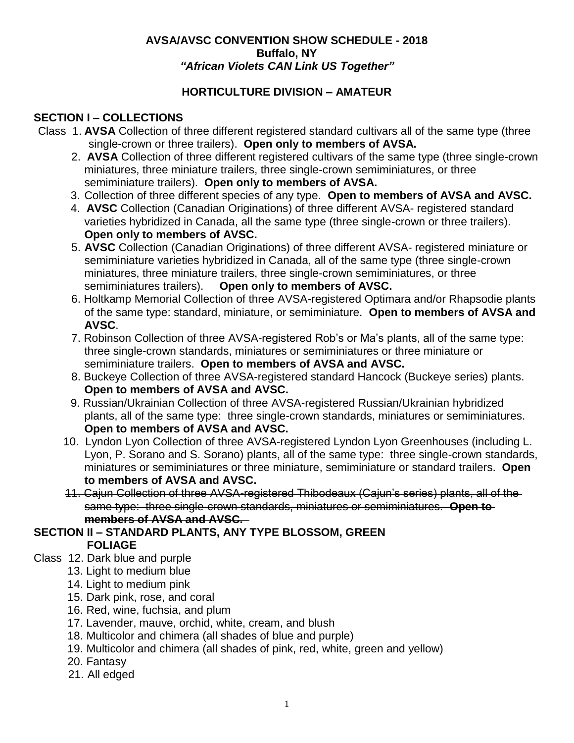**AVSA/AVSC CONVENTION SHOW SCHEDULE - 2018**
**Buffalo, NY**
***"African Violets CAN Link US Together"***

## HORTICULTURE DIVISION – AMATEUR

### SECTION I – COLLECTIONS

Class 1. **AVSA** Collection of three different registered standard cultivars all of the same type (three single-crown or three trailers). **Open only to members of AVSA.**

2. **AVSA** Collection of three different registered cultivars of the same type (three single-crown miniatures, three miniature trailers, three single-crown semiminiatures, or three semiminiature trailers). **Open only to members of AVSA.**
3. Collection of three different species of any type. **Open to members of AVSA and AVSC.**
4. **AVSC** Collection (Canadian Originations) of three different AVSA- registered standard varieties hybridized in Canada, all the same type (three single-crown or three trailers). **Open only to members of AVSC.**
5. **AVSC** Collection (Canadian Originations) of three different AVSA- registered miniature or semiminiature varieties hybridized in Canada, all of the same type (three single-crown miniatures, three miniature trailers, three single-crown semiminiatures, or three semiminiatures trailers). **Open only to members of AVSC.**
6. Holtkamp Memorial Collection of three AVSA-registered Optimara and/or Rhapsodie plants of the same type: standard, miniature, or semiminiature. **Open to members of AVSA and AVSC**.
7. Robinson Collection of three AVSA-registered Rob's or Ma's plants, all of the same type: three single-crown standards, miniatures or semiminiatures or three miniature or semiminiature trailers. **Open to members of AVSA and AVSC.**
8. Buckeye Collection of three AVSA-registered standard Hancock (Buckeye series) plants. **Open to members of AVSA and AVSC.**
9. Russian/Ukrainian Collection of three AVSA-registered Russian/Ukrainian hybridized plants, all of the same type: three single-crown standards, miniatures or semiminiatures. **Open to members of AVSA and AVSC.**
10. Lyndon Lyon Collection of three AVSA-registered Lyndon Lyon Greenhouses (including L. Lyon, P. Sorano and S. Sorano) plants, all of the same type: three single-crown standards, miniatures or semiminiatures or three miniature, semiminiature or standard trailers. **Open to members of AVSA and AVSC.**
11. ~~Cajun Collection of three AVSA-registered Thibodeaux (Cajun's series) plants, all of the same type: three single-crown standards, miniatures or semiminiatures. **Open to members of AVSA and AVSC.**~~

### SECTION II – STANDARD PLANTS, ANY TYPE BLOSSOM, GREEN FOLIAGE

Class 12. Dark blue and purple

13. Light to medium blue
14. Light to medium pink
15. Dark pink, rose, and coral
16. Red, wine, fuchsia, and plum
17. Lavender, mauve, orchid, white, cream, and blush
18. Multicolor and chimera (all shades of blue and purple)
19. Multicolor and chimera (all shades of pink, red, white, green and yellow)
20. Fantasy
21. All edged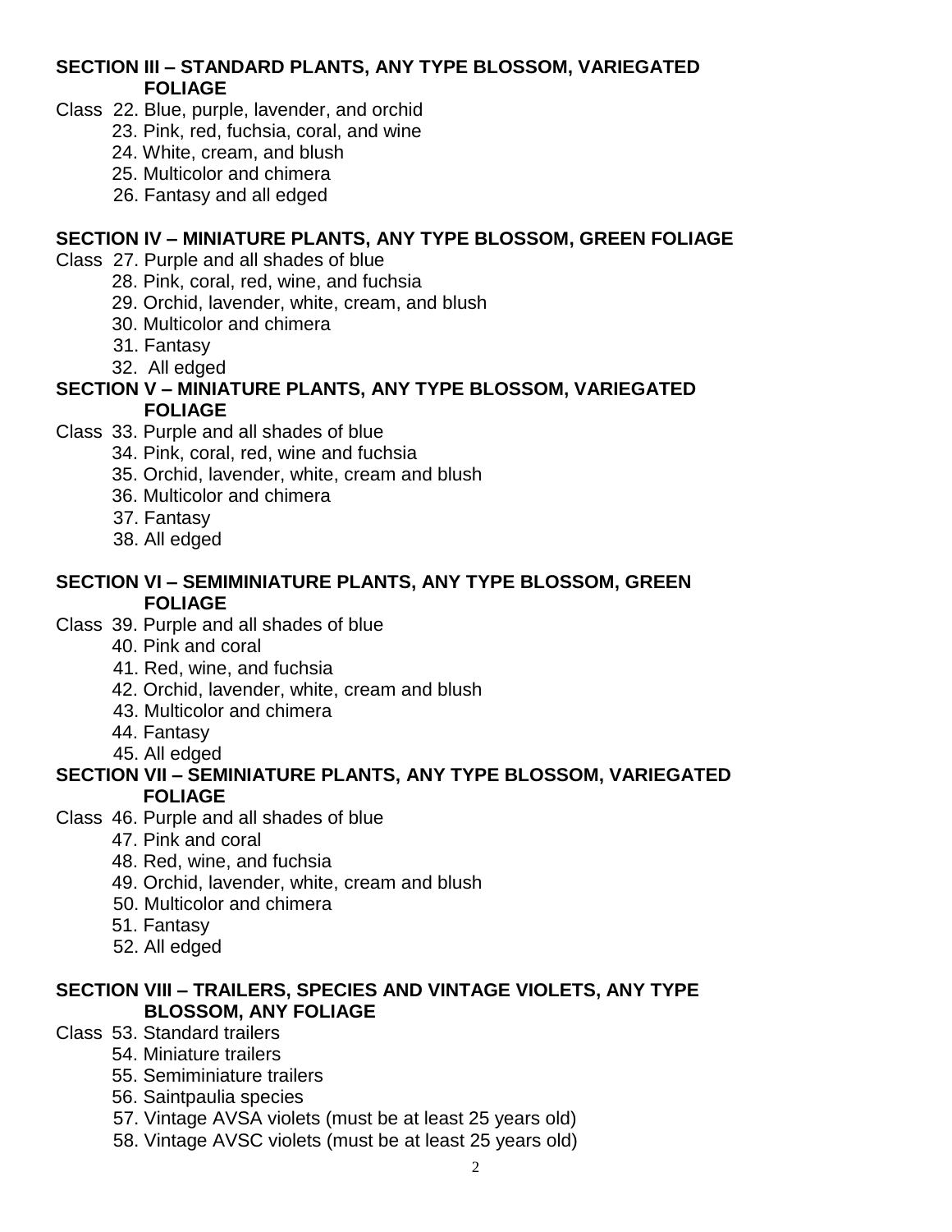### SECTION III – STANDARD PLANTS, ANY TYPE BLOSSOM, VARIEGATED FOLIAGE

Class 22. Blue, purple, lavender, and orchid
23. Pink, red, fuchsia, coral, and wine
24. White, cream, and blush
25. Multicolor and chimera
26. Fantasy and all edged

### SECTION IV – MINIATURE PLANTS, ANY TYPE BLOSSOM, GREEN FOLIAGE

Class 27. Purple and all shades of blue
28. Pink, coral, red, wine, and fuchsia
29. Orchid, lavender, white, cream, and blush
30. Multicolor and chimera
31. Fantasy
32. All edged

### SECTION V – MINIATURE PLANTS, ANY TYPE BLOSSOM, VARIEGATED FOLIAGE

Class 33. Purple and all shades of blue
34. Pink, coral, red, wine and fuchsia
35. Orchid, lavender, white, cream and blush
36. Multicolor and chimera
37. Fantasy
38. All edged

### SECTION VI – SEMIMINIATURE PLANTS, ANY TYPE BLOSSOM, GREEN FOLIAGE

Class 39. Purple and all shades of blue
40. Pink and coral
41. Red, wine, and fuchsia
42. Orchid, lavender, white, cream and blush
43. Multicolor and chimera
44. Fantasy
45. All edged

### SECTION VII – SEMINIATURE PLANTS, ANY TYPE BLOSSOM, VARIEGATED FOLIAGE

Class 46. Purple and all shades of blue
47. Pink and coral
48. Red, wine, and fuchsia
49. Orchid, lavender, white, cream and blush
50. Multicolor and chimera
51. Fantasy
52. All edged

### SECTION VIII – TRAILERS, SPECIES AND VINTAGE VIOLETS, ANY TYPE BLOSSOM, ANY FOLIAGE

Class 53. Standard trailers
54. Miniature trailers
55. Semiminiature trailers
56. Saintpaulia species
57. Vintage AVSA violets (must be at least 25 years old)
58. Vintage AVSC violets (must be at least 25 years old)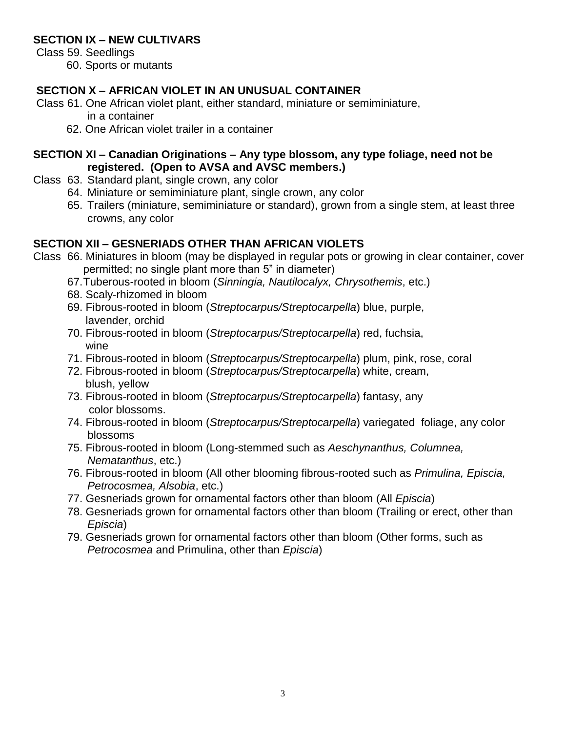**SECTION IX – NEW CULTIVARS**

Class 59. Seedlings

60. Sports or mutants

**SECTION X – AFRICAN VIOLET IN AN UNUSUAL CONTAINER**

Class 61. One African violet plant, either standard, miniature or semiminiature, in a container

62. One African violet trailer in a container

**SECTION XI – Canadian Originations – Any type blossom, any type foliage, need not be registered. (Open to AVSA and AVSC members.)**

Class 63. Standard plant, single crown, any color

64. Miniature or semiminiature plant, single crown, any color

65. Trailers (miniature, semiminiature or standard), grown from a single stem, at least three crowns, any color

**SECTION XII – GESNERIADS OTHER THAN AFRICAN VIOLETS**

Class 66. Miniatures in bloom (may be displayed in regular pots or growing in clear container, cover permitted; no single plant more than 5" in diameter)

67. Tuberous-rooted in bloom (*Sinningia, Nautilocalyx, Chrysothemis*, etc.)

68. Scaly-rhizomed in bloom

69. Fibrous-rooted in bloom (*Streptocarpus/Streptocarpella*) blue, purple, lavender, orchid

70. Fibrous-rooted in bloom (*Streptocarpus/Streptocarpella*) red, fuchsia, wine

71. Fibrous-rooted in bloom (*Streptocarpus/Streptocarpella*) plum, pink, rose, coral

72. Fibrous-rooted in bloom (*Streptocarpus/Streptocarpella*) white, cream, blush, yellow

73. Fibrous-rooted in bloom (*Streptocarpus/Streptocarpella*) fantasy, any color blossoms.

74. Fibrous-rooted in bloom (*Streptocarpus/Streptocarpella*) variegated foliage, any color blossoms

75. Fibrous-rooted in bloom (Long-stemmed such as *Aeschynanthus, Columnea, Nematanthus*, etc.)

76. Fibrous-rooted in bloom (All other blooming fibrous-rooted such as *Primulina, Episcia, Petrocosmea, Alsobia*, etc.)

77. Gesneriads grown for ornamental factors other than bloom (All *Episcia*)

78. Gesneriads grown for ornamental factors other than bloom (Trailing or erect, other than *Episcia*)

79. Gesneriads grown for ornamental factors other than bloom (Other forms, such as *Petrocosmea* and Primulina, other than *Episcia*)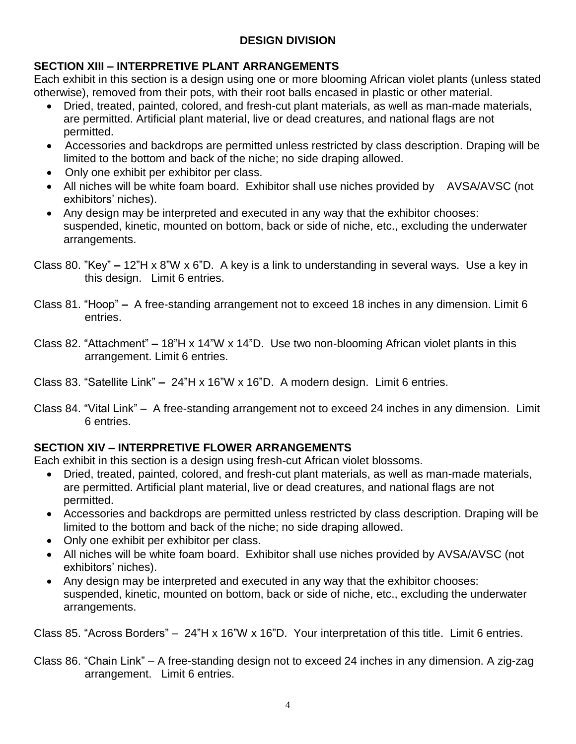# DESIGN DIVISION

## SECTION XIII – INTERPRETIVE PLANT ARRANGEMENTS

Each exhibit in this section is a design using one or more blooming African violet plants (unless stated otherwise), removed from their pots, with their root balls encased in plastic or other material.

- Dried, treated, painted, colored, and fresh-cut plant materials, as well as man-made materials, are permitted. Artificial plant material, live or dead creatures, and national flags are not permitted.
- Accessories and backdrops are permitted unless restricted by class description. Draping will be limited to the bottom and back of the niche; no side draping allowed.
- Only one exhibit per exhibitor per class.
- All niches will be white foam board. Exhibitor shall use niches provided by AVSA/AVSC (not exhibitors' niches).
- Any design may be interpreted and executed in any way that the exhibitor chooses: suspended, kinetic, mounted on bottom, back or side of niche, etc., excluding the underwater arrangements.

Class 80. "Key" – 12"H x 8"W x 6"D. A key is a link to understanding in several ways. Use a key in this design. Limit 6 entries.

Class 81. "Hoop" – A free-standing arrangement not to exceed 18 inches in any dimension. Limit 6 entries.

Class 82. "Attachment" – 18"H x 14"W x 14"D. Use two non-blooming African violet plants in this arrangement. Limit 6 entries.

Class 83. "Satellite Link" – 24"H x 16"W x 16"D. A modern design. Limit 6 entries.

Class 84. "Vital Link" – A free-standing arrangement not to exceed 24 inches in any dimension. Limit 6 entries.

## SECTION XIV – INTERPRETIVE FLOWER ARRANGEMENTS

Each exhibit in this section is a design using fresh-cut African violet blossoms.

- Dried, treated, painted, colored, and fresh-cut plant materials, as well as man-made materials, are permitted. Artificial plant material, live or dead creatures, and national flags are not permitted.
- Accessories and backdrops are permitted unless restricted by class description. Draping will be limited to the bottom and back of the niche; no side draping allowed.
- Only one exhibit per exhibitor per class.
- All niches will be white foam board. Exhibitor shall use niches provided by AVSA/AVSC (not exhibitors' niches).
- Any design may be interpreted and executed in any way that the exhibitor chooses: suspended, kinetic, mounted on bottom, back or side of niche, etc., excluding the underwater arrangements.

Class 85. "Across Borders" – 24"H x 16"W x 16"D. Your interpretation of this title. Limit 6 entries.

Class 86. "Chain Link" – A free-standing design not to exceed 24 inches in any dimension. A zig-zag arrangement. Limit 6 entries.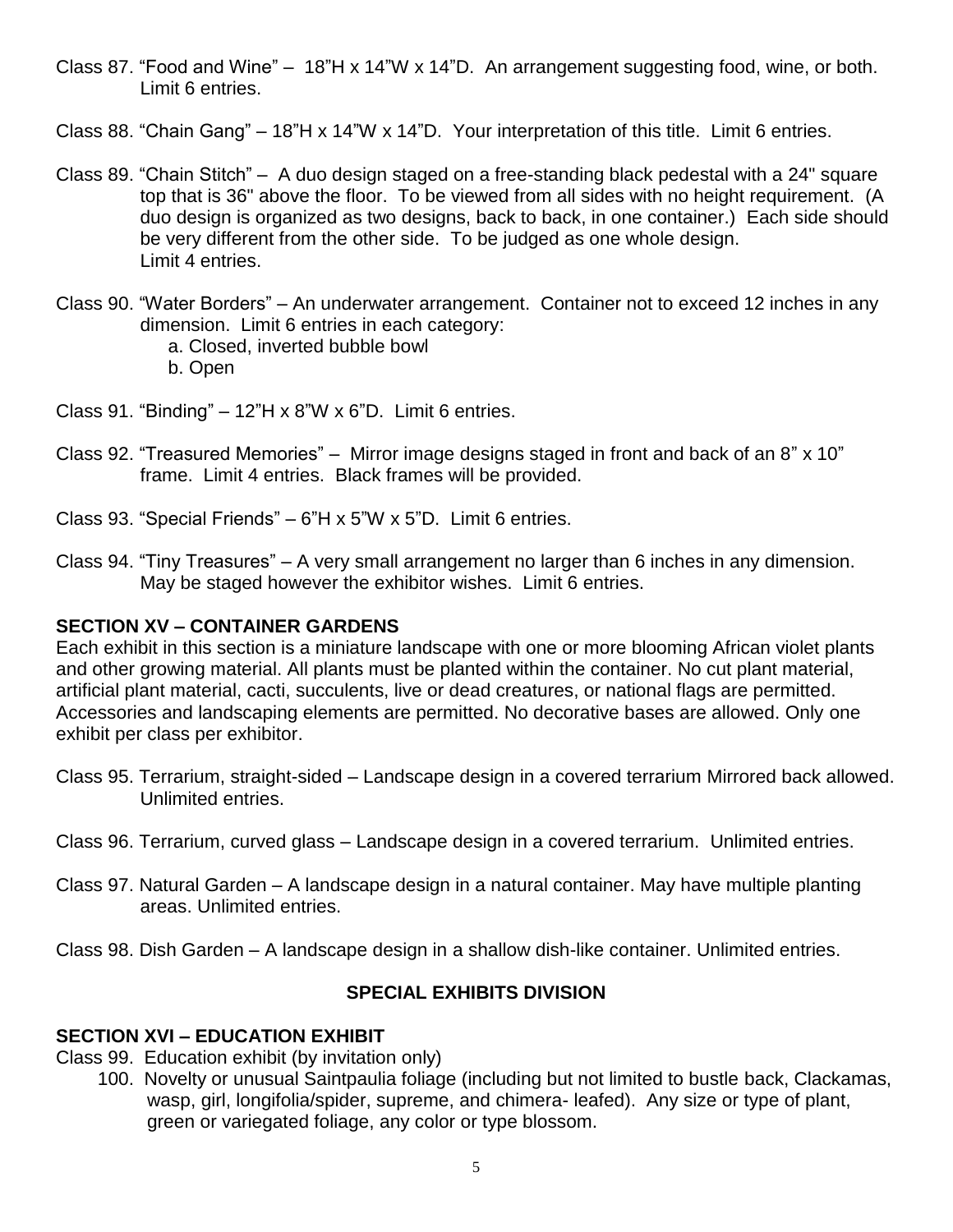Class 87. "Food and Wine" – 18"H x 14"W x 14"D. An arrangement suggesting food, wine, or both. Limit 6 entries.

Class 88. "Chain Gang" – 18"H x 14"W x 14"D. Your interpretation of this title. Limit 6 entries.

Class 89. "Chain Stitch" – A duo design staged on a free-standing black pedestal with a 24" square top that is 36" above the floor. To be viewed from all sides with no height requirement. (A duo design is organized as two designs, back to back, in one container.) Each side should be very different from the other side. To be judged as one whole design. Limit 4 entries.

Class 90. "Water Borders" – An underwater arrangement. Container not to exceed 12 inches in any dimension. Limit 6 entries in each category:
- a. Closed, inverted bubble bowl
- b. Open

Class 91. "Binding" – 12"H x 8"W x 6"D. Limit 6 entries.

Class 92. "Treasured Memories" – Mirror image designs staged in front and back of an 8" x 10" frame. Limit 4 entries. Black frames will be provided.

Class 93. "Special Friends" – 6"H x 5"W x 5"D. Limit 6 entries.

Class 94. "Tiny Treasures" – A very small arrangement no larger than 6 inches in any dimension. May be staged however the exhibitor wishes. Limit 6 entries.

## SECTION XV – CONTAINER GARDENS

Each exhibit in this section is a miniature landscape with one or more blooming African violet plants and other growing material. All plants must be planted within the container. No cut plant material, artificial plant material, cacti, succulents, live or dead creatures, or national flags are permitted. Accessories and landscaping elements are permitted. No decorative bases are allowed. Only one exhibit per class per exhibitor.

Class 95. Terrarium, straight-sided – Landscape design in a covered terrarium Mirrored back allowed. Unlimited entries.

Class 96. Terrarium, curved glass – Landscape design in a covered terrarium. Unlimited entries.

Class 97. Natural Garden – A landscape design in a natural container. May have multiple planting areas. Unlimited entries.

Class 98. Dish Garden – A landscape design in a shallow dish-like container. Unlimited entries.

## SPECIAL EXHIBITS DIVISION

## SECTION XVI – EDUCATION EXHIBIT

Class 99. Education exhibit (by invitation only)

100. Novelty or unusual Saintpaulia foliage (including but not limited to bustle back, Clackamas, wasp, girl, longifolia/spider, supreme, and chimera- leafed). Any size or type of plant, green or variegated foliage, any color or type blossom.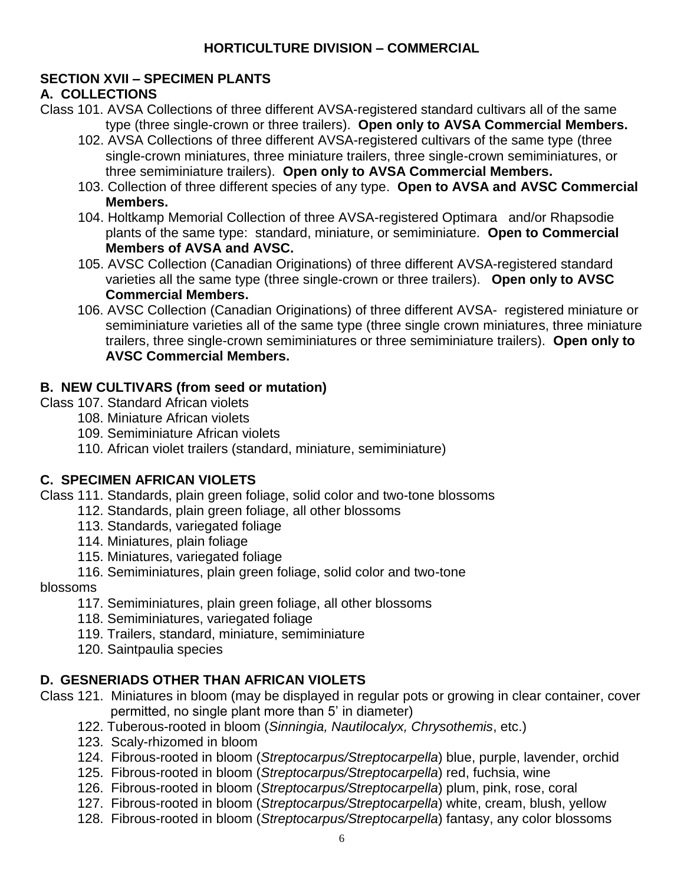# HORTICULTURE DIVISION – COMMERCIAL

## SECTION XVII – SPECIMEN PLANTS

### A. COLLECTIONS

Class 101. AVSA Collections of three different AVSA-registered standard cultivars all of the same type (three single-crown or three trailers). **Open only to AVSA Commercial Members.**

102. AVSA Collections of three different AVSA-registered cultivars of the same type (three single-crown miniatures, three miniature trailers, three single-crown semiminiatures, or three semiminiature trailers). **Open only to AVSA Commercial Members.**

103. Collection of three different species of any type. **Open to AVSA and AVSC Commercial Members.**

104. Holtkamp Memorial Collection of three AVSA-registered Optimara and/or Rhapsodie plants of the same type: standard, miniature, or semiminiature. **Open to Commercial Members of AVSA and AVSC.**

105. AVSC Collection (Canadian Originations) of three different AVSA-registered standard varieties all the same type (three single-crown or three trailers). **Open only to AVSC Commercial Members.**

106. AVSC Collection (Canadian Originations) of three different AVSA- registered miniature or semiminiature varieties all of the same type (three single crown miniatures, three miniature trailers, three single-crown semiminiatures or three semiminiature trailers). **Open only to AVSC Commercial Members.**

### B. NEW CULTIVARS (from seed or mutation)

Class 107. Standard African violets

108. Miniature African violets

109. Semiminiature African violets

110. African violet trailers (standard, miniature, semiminiature)

### C. SPECIMEN AFRICAN VIOLETS

Class 111. Standards, plain green foliage, solid color and two-tone blossoms

112. Standards, plain green foliage, all other blossoms

113. Standards, variegated foliage

114. Miniatures, plain foliage

115. Miniatures, variegated foliage

116. Semiminiatures, plain green foliage, solid color and two-tone blossoms

117. Semiminiatures, plain green foliage, all other blossoms

118. Semiminiatures, variegated foliage

119. Trailers, standard, miniature, semiminiature

120. Saintpaulia species

### D. GESNERIADS OTHER THAN AFRICAN VIOLETS

Class 121. Miniatures in bloom (may be displayed in regular pots or growing in clear container, cover permitted, no single plant more than 5' in diameter)

122. Tuberous-rooted in bloom (*Sinningia, Nautilocalyx, Chrysothemis*, etc.)

123. Scaly-rhizomed in bloom

124. Fibrous-rooted in bloom (*Streptocarpus/Streptocarpella*) blue, purple, lavender, orchid

125. Fibrous-rooted in bloom (*Streptocarpus/Streptocarpella*) red, fuchsia, wine

126. Fibrous-rooted in bloom (*Streptocarpus/Streptocarpella*) plum, pink, rose, coral

127. Fibrous-rooted in bloom (*Streptocarpus/Streptocarpella*) white, cream, blush, yellow

128. Fibrous-rooted in bloom (*Streptocarpus/Streptocarpella*) fantasy, any color blossoms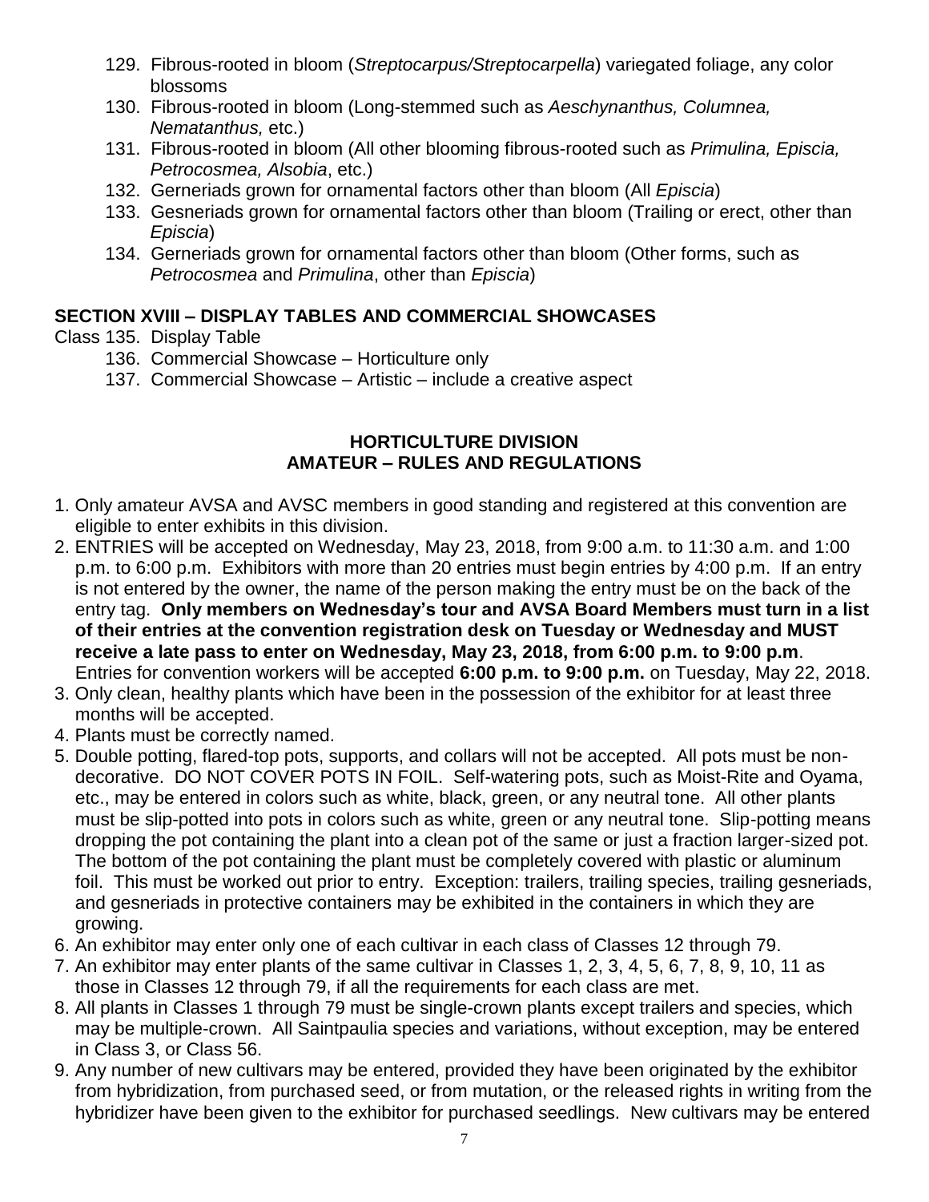129. Fibrous-rooted in bloom (*Streptocarpus/Streptocarpella*) variegated foliage, any color blossoms
130. Fibrous-rooted in bloom (Long-stemmed such as *Aeschynanthus, Columnea, Nematanthus,* etc.)
131. Fibrous-rooted in bloom (All other blooming fibrous-rooted such as *Primulina, Episcia, Petrocosmea, Alsobia*, etc.)
132. Gerneriads grown for ornamental factors other than bloom (All *Episcia*)
133. Gesneriads grown for ornamental factors other than bloom (Trailing or erect, other than *Episcia*)
134. Gerneriads grown for ornamental factors other than bloom (Other forms, such as *Petrocosmea* and *Primulina*, other than *Episcia*)

**SECTION XVIII – DISPLAY TABLES AND COMMERCIAL SHOWCASES**

Class 135. Display Table
136. Commercial Showcase – Horticulture only
137. Commercial Showcase – Artistic – include a creative aspect

## HORTICULTURE DIVISION
## AMATEUR – RULES AND REGULATIONS

1. Only amateur AVSA and AVSC members in good standing and registered at this convention are eligible to enter exhibits in this division.
2. ENTRIES will be accepted on Wednesday, May 23, 2018, from 9:00 a.m. to 11:30 a.m. and 1:00 p.m. to 6:00 p.m. Exhibitors with more than 20 entries must begin entries by 4:00 p.m. If an entry is not entered by the owner, the name of the person making the entry must be on the back of the entry tag. **Only members on Wednesday's tour and AVSA Board Members must turn in a list of their entries at the convention registration desk on Tuesday or Wednesday and MUST receive a late pass to enter on Wednesday, May 23, 2018, from 6:00 p.m. to 9:00 p.m**. Entries for convention workers will be accepted **6:00 p.m. to 9:00 p.m.** on Tuesday, May 22, 2018.
3. Only clean, healthy plants which have been in the possession of the exhibitor for at least three months will be accepted.
4. Plants must be correctly named.
5. Double potting, flared-top pots, supports, and collars will not be accepted. All pots must be non-decorative. DO NOT COVER POTS IN FOIL. Self-watering pots, such as Moist-Rite and Oyama, etc., may be entered in colors such as white, black, green, or any neutral tone. All other plants must be slip-potted into pots in colors such as white, green or any neutral tone. Slip-potting means dropping the pot containing the plant into a clean pot of the same or just a fraction larger-sized pot. The bottom of the pot containing the plant must be completely covered with plastic or aluminum foil. This must be worked out prior to entry. Exception: trailers, trailing species, trailing gesneriads, and gesneriads in protective containers may be exhibited in the containers in which they are growing.
6. An exhibitor may enter only one of each cultivar in each class of Classes 12 through 79.
7. An exhibitor may enter plants of the same cultivar in Classes 1, 2, 3, 4, 5, 6, 7, 8, 9, 10, 11 as those in Classes 12 through 79, if all the requirements for each class are met.
8. All plants in Classes 1 through 79 must be single-crown plants except trailers and species, which may be multiple-crown. All Saintpaulia species and variations, without exception, may be entered in Class 3, or Class 56.
9. Any number of new cultivars may be entered, provided they have been originated by the exhibitor from hybridization, from purchased seed, or from mutation, or the released rights in writing from the hybridizer have been given to the exhibitor for purchased seedlings. New cultivars may be entered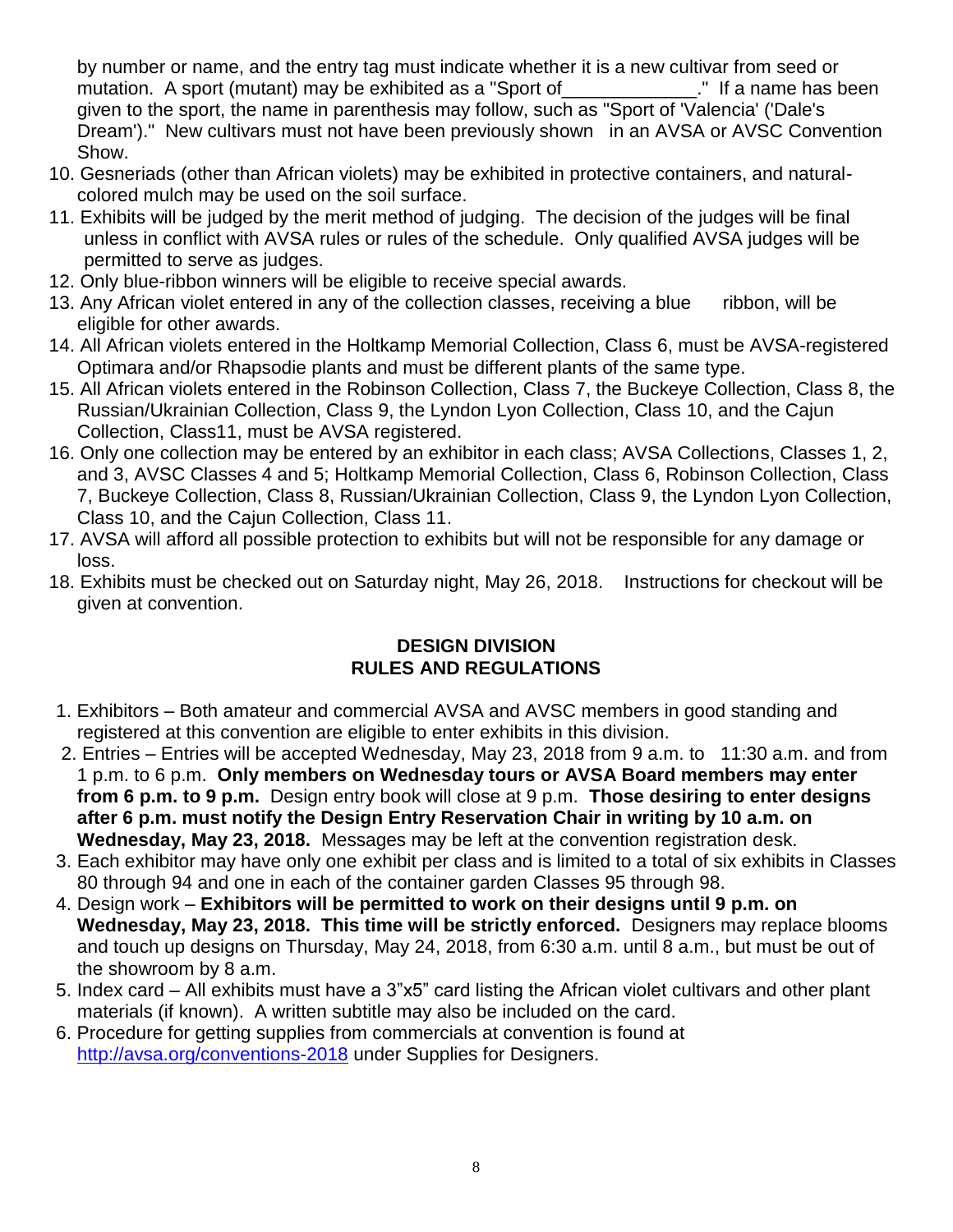by number or name, and the entry tag must indicate whether it is a new cultivar from seed or mutation. A sport (mutant) may be exhibited as a "Sport of_____________." If a name has been given to the sport, the name in parenthesis may follow, such as "Sport of 'Valencia' ('Dale's Dream')." New cultivars must not have been previously shown in an AVSA or AVSC Convention Show.

10. Gesneriads (other than African violets) may be exhibited in protective containers, and natural-colored mulch may be used on the soil surface.
11. Exhibits will be judged by the merit method of judging. The decision of the judges will be final unless in conflict with AVSA rules or rules of the schedule. Only qualified AVSA judges will be permitted to serve as judges.
12. Only blue-ribbon winners will be eligible to receive special awards.
13. Any African violet entered in any of the collection classes, receiving a blue ribbon, will be eligible for other awards.
14. All African violets entered in the Holtkamp Memorial Collection, Class 6, must be AVSA-registered Optimara and/or Rhapsodie plants and must be different plants of the same type.
15. All African violets entered in the Robinson Collection, Class 7, the Buckeye Collection, Class 8, the Russian/Ukrainian Collection, Class 9, the Lyndon Lyon Collection, Class 10, and the Cajun Collection, Class11, must be AVSA registered.
16. Only one collection may be entered by an exhibitor in each class; AVSA Collections, Classes 1, 2, and 3, AVSC Classes 4 and 5; Holtkamp Memorial Collection, Class 6, Robinson Collection, Class 7, Buckeye Collection, Class 8, Russian/Ukrainian Collection, Class 9, the Lyndon Lyon Collection, Class 10, and the Cajun Collection, Class 11.
17. AVSA will afford all possible protection to exhibits but will not be responsible for any damage or loss.
18. Exhibits must be checked out on Saturday night, May 26, 2018. Instructions for checkout will be given at convention.

## DESIGN DIVISION
## RULES AND REGULATIONS

1. Exhibitors – Both amateur and commercial AVSA and AVSC members in good standing and registered at this convention are eligible to enter exhibits in this division.
2. Entries – Entries will be accepted Wednesday, May 23, 2018 from 9 a.m. to 11:30 a.m. and from 1 p.m. to 6 p.m. **Only members on Wednesday tours or AVSA Board members may enter from 6 p.m. to 9 p.m.** Design entry book will close at 9 p.m. **Those desiring to enter designs after 6 p.m. must notify the Design Entry Reservation Chair in writing by 10 a.m. on Wednesday, May 23, 2018.** Messages may be left at the convention registration desk.
3. Each exhibitor may have only one exhibit per class and is limited to a total of six exhibits in Classes 80 through 94 and one in each of the container garden Classes 95 through 98.
4. Design work – **Exhibitors will be permitted to work on their designs until 9 p.m. on Wednesday, May 23, 2018. This time will be strictly enforced.** Designers may replace blooms and touch up designs on Thursday, May 24, 2018, from 6:30 a.m. until 8 a.m., but must be out of the showroom by 8 a.m.
5. Index card – All exhibits must have a 3"x5" card listing the African violet cultivars and other plant materials (if known). A written subtitle may also be included on the card.
6. Procedure for getting supplies from commercials at convention is found at http://avsa.org/conventions-2018 under Supplies for Designers.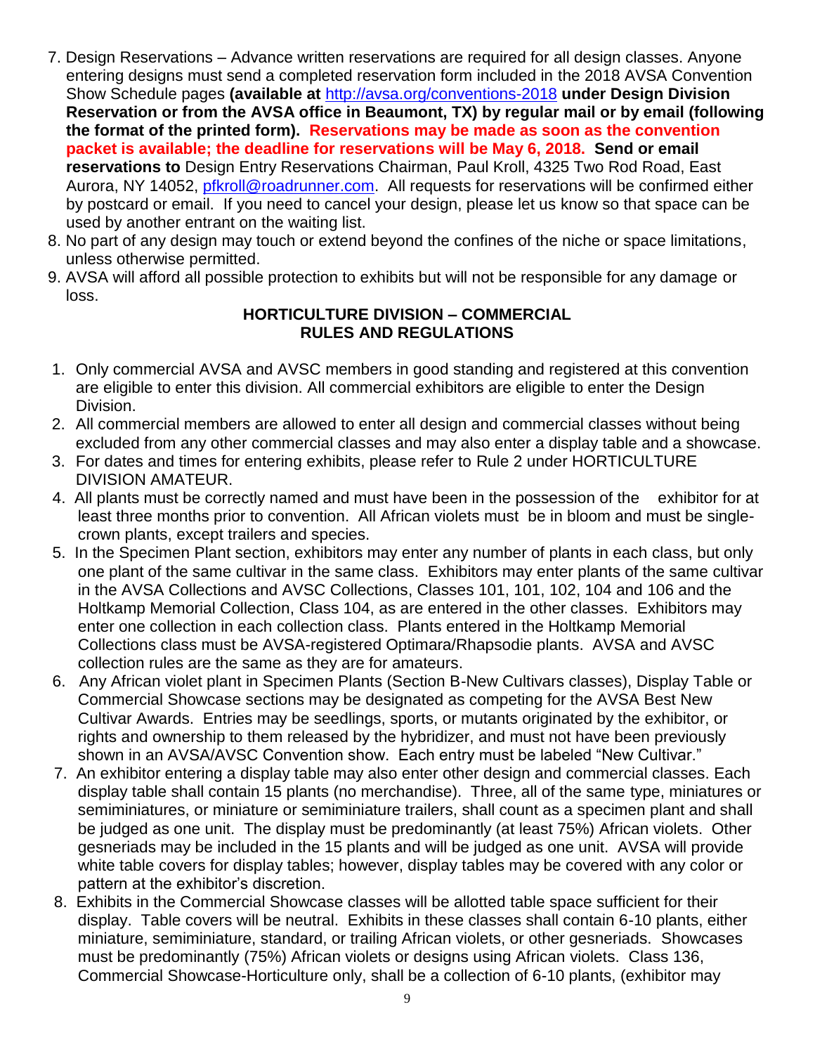7. Design Reservations – Advance written reservations are required for all design classes. Anyone entering designs must send a completed reservation form included in the 2018 AVSA Convention Show Schedule pages **(available at** http://avsa.org/conventions-2018 **under Design Division Reservation or from the AVSA office in Beaumont, TX) by regular mail or by email (following the format of the printed form). Reservations may be made as soon as the convention packet is available; the deadline for reservations will be May 6, 2018. Send or email reservations to** Design Entry Reservations Chairman, Paul Kroll, 4325 Two Rod Road, East Aurora, NY 14052, pfkroll@roadrunner.com. All requests for reservations will be confirmed either by postcard or email. If you need to cancel your design, please let us know so that space can be used by another entrant on the waiting list.
8. No part of any design may touch or extend beyond the confines of the niche or space limitations, unless otherwise permitted.
9. AVSA will afford all possible protection to exhibits but will not be responsible for any damage or loss.

## HORTICULTURE DIVISION – COMMERCIAL RULES AND REGULATIONS

1. Only commercial AVSA and AVSC members in good standing and registered at this convention are eligible to enter this division. All commercial exhibitors are eligible to enter the Design Division.
2. All commercial members are allowed to enter all design and commercial classes without being excluded from any other commercial classes and may also enter a display table and a showcase.
3. For dates and times for entering exhibits, please refer to Rule 2 under HORTICULTURE DIVISION AMATEUR.
4. All plants must be correctly named and must have been in the possession of the exhibitor for at least three months prior to convention. All African violets must be in bloom and must be single-crown plants, except trailers and species.
5. In the Specimen Plant section, exhibitors may enter any number of plants in each class, but only one plant of the same cultivar in the same class. Exhibitors may enter plants of the same cultivar in the AVSA Collections and AVSC Collections, Classes 101, 101, 102, 104 and 106 and the Holtkamp Memorial Collection, Class 104, as are entered in the other classes. Exhibitors may enter one collection in each collection class. Plants entered in the Holtkamp Memorial Collections class must be AVSA-registered Optimara/Rhapsodie plants. AVSA and AVSC collection rules are the same as they are for amateurs.
6. Any African violet plant in Specimen Plants (Section B-New Cultivars classes), Display Table or Commercial Showcase sections may be designated as competing for the AVSA Best New Cultivar Awards. Entries may be seedlings, sports, or mutants originated by the exhibitor, or rights and ownership to them released by the hybridizer, and must not have been previously shown in an AVSA/AVSC Convention show. Each entry must be labeled "New Cultivar."
7. An exhibitor entering a display table may also enter other design and commercial classes. Each display table shall contain 15 plants (no merchandise). Three, all of the same type, miniatures or semiminiatures, or miniature or semiminiature trailers, shall count as a specimen plant and shall be judged as one unit. The display must be predominantly (at least 75%) African violets. Other gesneriads may be included in the 15 plants and will be judged as one unit. AVSA will provide white table covers for display tables; however, display tables may be covered with any color or pattern at the exhibitor's discretion.
8. Exhibits in the Commercial Showcase classes will be allotted table space sufficient for their display. Table covers will be neutral. Exhibits in these classes shall contain 6-10 plants, either miniature, semiminiature, standard, or trailing African violets, or other gesneriads. Showcases must be predominantly (75%) African violets or designs using African violets. Class 136, Commercial Showcase-Horticulture only, shall be a collection of 6-10 plants, (exhibitor may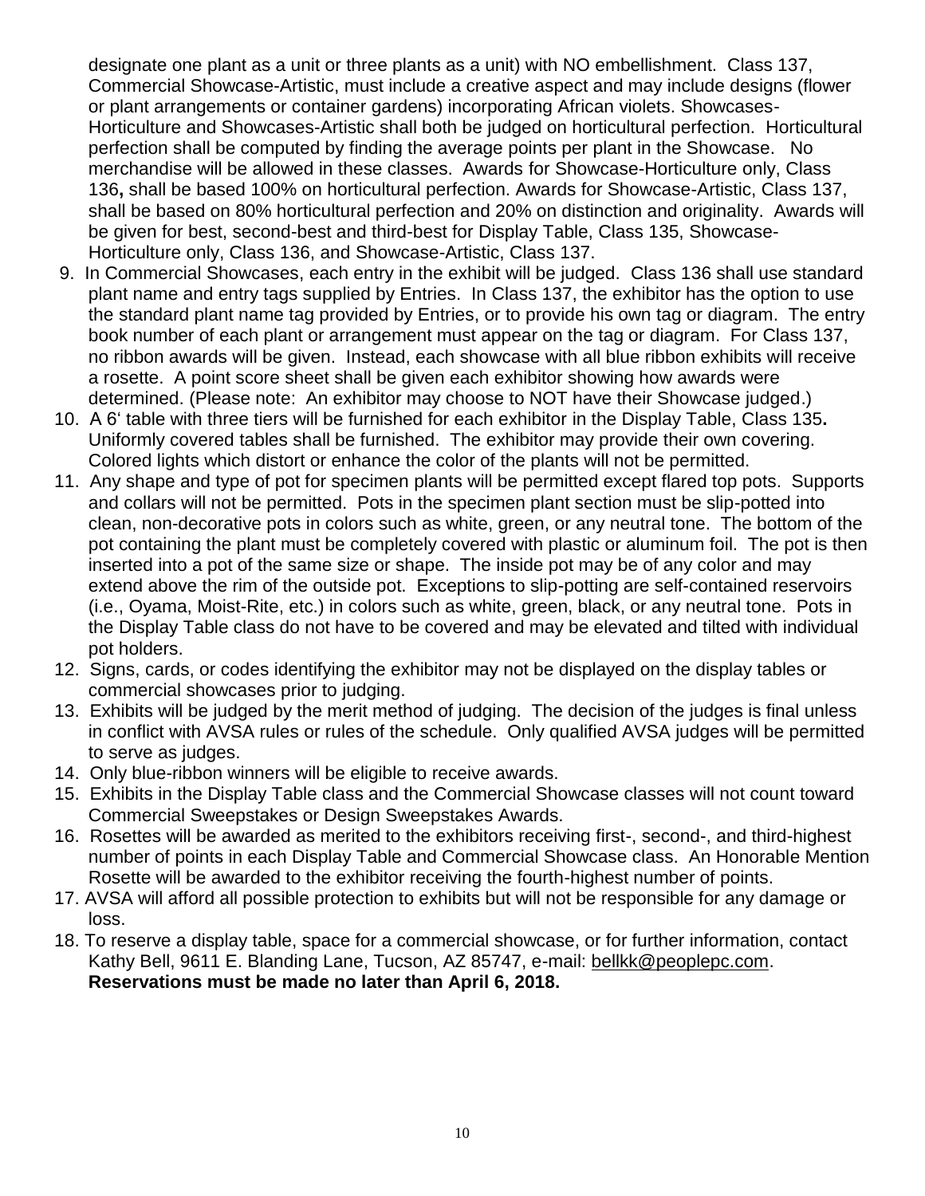designate one plant as a unit or three plants as a unit) with NO embellishment. Class 137, Commercial Showcase-Artistic, must include a creative aspect and may include designs (flower or plant arrangements or container gardens) incorporating African violets. Showcases-Horticulture and Showcases-Artistic shall both be judged on horticultural perfection. Horticultural perfection shall be computed by finding the average points per plant in the Showcase. No merchandise will be allowed in these classes. Awards for Showcase-Horticulture only, Class 136**,** shall be based 100% on horticultural perfection. Awards for Showcase-Artistic, Class 137, shall be based on 80% horticultural perfection and 20% on distinction and originality. Awards will be given for best, second-best and third-best for Display Table, Class 135, Showcase-Horticulture only, Class 136, and Showcase-Artistic, Class 137.

9. In Commercial Showcases, each entry in the exhibit will be judged. Class 136 shall use standard plant name and entry tags supplied by Entries. In Class 137, the exhibitor has the option to use the standard plant name tag provided by Entries, or to provide his own tag or diagram. The entry book number of each plant or arrangement must appear on the tag or diagram. For Class 137, no ribbon awards will be given. Instead, each showcase with all blue ribbon exhibits will receive a rosette. A point score sheet shall be given each exhibitor showing how awards were determined. (Please note: An exhibitor may choose to NOT have their Showcase judged.)
10. A 6' table with three tiers will be furnished for each exhibitor in the Display Table, Class 135**.** Uniformly covered tables shall be furnished. The exhibitor may provide their own covering. Colored lights which distort or enhance the color of the plants will not be permitted.
11. Any shape and type of pot for specimen plants will be permitted except flared top pots. Supports and collars will not be permitted. Pots in the specimen plant section must be slip-potted into clean, non-decorative pots in colors such as white, green, or any neutral tone. The bottom of the pot containing the plant must be completely covered with plastic or aluminum foil. The pot is then inserted into a pot of the same size or shape. The inside pot may be of any color and may extend above the rim of the outside pot. Exceptions to slip-potting are self-contained reservoirs (i.e., Oyama, Moist-Rite, etc.) in colors such as white, green, black, or any neutral tone. Pots in the Display Table class do not have to be covered and may be elevated and tilted with individual pot holders.
12. Signs, cards, or codes identifying the exhibitor may not be displayed on the display tables or commercial showcases prior to judging.
13. Exhibits will be judged by the merit method of judging. The decision of the judges is final unless in conflict with AVSA rules or rules of the schedule. Only qualified AVSA judges will be permitted to serve as judges.
14. Only blue-ribbon winners will be eligible to receive awards.
15. Exhibits in the Display Table class and the Commercial Showcase classes will not count toward Commercial Sweepstakes or Design Sweepstakes Awards.
16. Rosettes will be awarded as merited to the exhibitors receiving first-, second-, and third-highest number of points in each Display Table and Commercial Showcase class. An Honorable Mention Rosette will be awarded to the exhibitor receiving the fourth-highest number of points.
17. AVSA will afford all possible protection to exhibits but will not be responsible for any damage or loss.
18. To reserve a display table, space for a commercial showcase, or for further information, contact Kathy Bell, 9611 E. Blanding Lane, Tucson, AZ 85747, e-mail: bellkk@peoplepc.com. **Reservations must be made no later than April 6, 2018.**